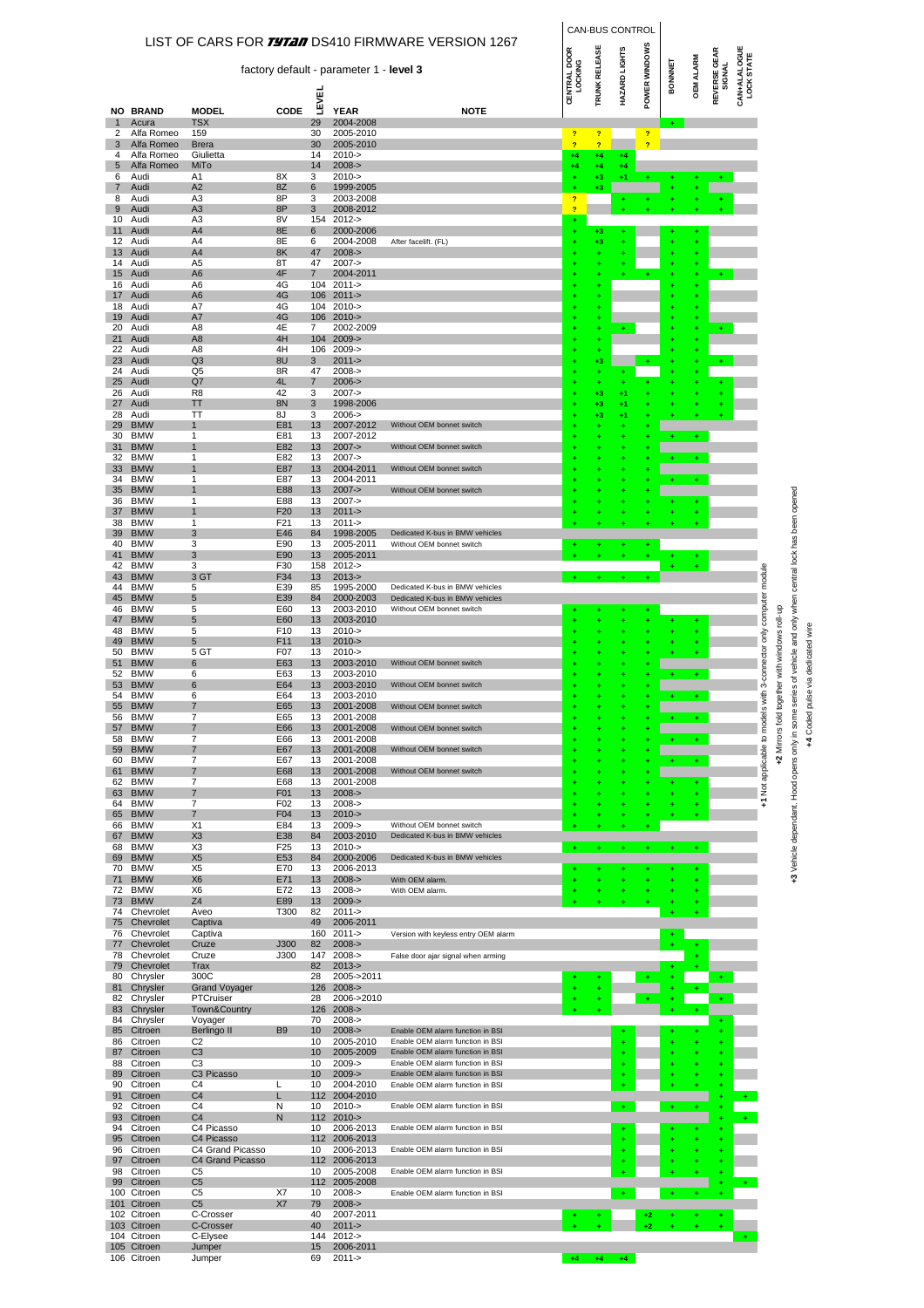# LIST OF CARS FOR TYTAN DS410 FIRMWARE VERSION 1267

factory default - parameter 1 - **level 3**

| NO | BRAND | MODEL | CODE | LEVEL | YEAR | NOTE | CAN-BUS CONTROL | | | | | | | |
|---|---|---|---|---|---|---|---|---|---|---|---|---|---|---|
| | | | | | | | CENTRAL DOOR LOCKING | TRUNK RELEASE | HAZARD LIGHTS | POWER WINDOWS | BONNNET | OEM ALARM | REVERSE GEAR SIGNAL | CAN+ALALOGUE LOCK STATE |
| 1 | Acura | TSX | | 29 | 2004-2008 | | | | | | + | | | |
| 2 | Alfa Romeo | 159 | | 30 | 2005-2010 | | ? | ? | | ? | | | | |
| 3 | Alfa Romeo | Brera | | 30 | 2005-2010 | | ? | ? | | ? | | | | |
| 4 | Alfa Romeo | Giulietta | | 14 | 2010-> | | +4 | +4 | +4 | | | | | |
| 5 | Alfa Romeo | MiTo | | 14 | 2008-> | | +4 | +4 | +4 | | | | | |
| 6 | Audi | A1 | 8X | 3 | 2010-> | | + | +3 | +1 | + | + | + | + | |
| 7 | Audi | A2 | 8Z | 6 | 1999-2005 | | + | +3 | | | + | + | | |
| 8 | Audi | A3 | 8P | 3 | 2003-2008 | | ? | | + | + | + | + | + | |
| 9 | Audi | A3 | 8P | 3 | 2008-2012 | | ? | | + | + | + | + | + | |
| 10 | Audi | A3 | 8V | 154 | 2012-> | | + | | | | | | | |
| 11 | Audi | A4 | 8E | 6 | 2000-2006 | | + | +3 | + | | + | + | | |
| 12 | Audi | A4 | 8E | 6 | 2004-2008 | After facelift. (FL) | + | +3 | + | | + | + | | |
| 13 | Audi | A4 | 8K | 47 | 2008-> | | + | + | + | | + | + | | |
| 14 | Audi | A5 | 8T | 47 | 2007-> | | + | + | + | | + | + | | |
| 15 | Audi | A6 | 4F | 7 | 2004-2011 | | + | + | + | + | + | + | + | |
| 16 | Audi | A6 | 4G | 104 | 2011-> | | + | + | | | + | + | | |
| 17 | Audi | A6 | 4G | 106 | 2011-> | | + | + | | | + | + | | |
| 18 | Audi | A7 | 4G | 104 | 2010-> | | + | + | | | + | + | | |
| 19 | Audi | A7 | 4G | 106 | 2010-> | | + | + | | | + | + | | |
| 20 | Audi | A8 | 4E | 7 | 2002-2009 | | + | + | + | | + | + | + | |
| 21 | Audi | A8 | 4H | 104 | 2009-> | | + | + | | | + | + | | |
| 22 | Audi | A8 | 4H | 106 | 2009-> | | + | + | | | + | + | | |
| 23 | Audi | Q3 | 8U | 3 | 2011-> | | + | +3 | | + | + | + | + | |
| 24 | Audi | Q5 | 8R | 47 | 2008-> | | + | + | + | | + | + | | |
| 25 | Audi | Q7 | 4L | 7 | 2006-> | | + | + | + | + | + | + | + | |
| 26 | Audi | R8 | 42 | 3 | 2007-> | | + | +3 | +1 | + | + | + | + | |
| 27 | Audi | TT | 8N | 3 | 1998-2006 | | + | +3 | +1 | + | + | + | + | |
| 28 | Audi | TT | 8J | 3 | 2006-> | | + | +3 | +1 | + | + | + | + | |
| 29 | BMW | 1 | E81 | 13 | 2007-2012 | Without OEM bonnet switch | + | + | + | + | | | | |
| 30 | BMW | 1 | E81 | 13 | 2007-2012 | | + | + | + | + | + | + | | |
| 31 | BMW | 1 | E82 | 13 | 2007-> | Without OEM bonnet switch | + | + | + | + | | | | |
| 32 | BMW | 1 | E82 | 13 | 2007-> | | + | + | + | + | + | + | | |
| 33 | BMW | 1 | E87 | 13 | 2004-2011 | Without OEM bonnet switch | + | + | + | + | | | | |
| 34 | BMW | 1 | E87 | 13 | 2004-2011 | | + | + | + | + | + | + | | |
| 35 | BMW | 1 | E88 | 13 | 2007-> | Without OEM bonnet switch | + | + | + | + | | | | |
| 36 | BMW | 1 | E88 | 13 | 2007-> | | + | + | + | + | + | + | | |
| 37 | BMW | 1 | F20 | 13 | 2011-> | | + | + | + | + | + | + | | |
| 38 | BMW | 1 | F21 | 13 | 2011-> | | + | + | + | + | + | + | | |
| 39 | BMW | 3 | E46 | 84 | 1998-2005 | Dedicated K-bus in BMW vehicles | | | | | | | | |
| 40 | BMW | 3 | E90 | 13 | 2005-2011 | Without OEM bonnet switch | + | + | + | + | | | | |
| 41 | BMW | 3 | E90 | 13 | 2005-2011 | | + | + | + | + | + | + | | |
| 42 | BMW | 3 | F30 | 158 | 2012-> | | | | | | + | + | | |
| 43 | BMW | 3 GT | F34 | 13 | 2013-> | | + | + | + | + | | | | |
| 44 | BMW | 5 | E39 | 85 | 1995-2000 | Dedicated K-bus in BMW vehicles | | | | | | | | |
| 45 | BMW | 5 | E39 | 84 | 2000-2003 | Dedicated K-bus in BMW vehicles | | | | | | | | |
| 46 | BMW | 5 | E60 | 13 | 2003-2010 | Without OEM bonnet switch | + | + | + | + | | | | |
| 47 | BMW | 5 | E60 | 13 | 2003-2010 | | + | + | + | + | + | + | | |
| 48 | BMW | 5 | F10 | 13 | 2010-> | | + | + | + | + | + | + | | |
| 49 | BMW | 5 | F11 | 13 | 2010-> | | + | + | + | + | + | + | | |
| 50 | BMW | 5 GT | F07 | 13 | 2010-> | | + | + | + | + | + | + | | |
| 51 | BMW | 6 | E63 | 13 | 2003-2010 | Without OEM bonnet switch | + | + | + | + | | | | |
| 52 | BMW | 6 | E63 | 13 | 2003-2010 | | + | + | + | + | + | + | | |
| 53 | BMW | 6 | E64 | 13 | 2003-2010 | Without OEM bonnet switch | + | + | + | + | | | | |
| 54 | BMW | 6 | E64 | 13 | 2003-2010 | | + | + | + | + | + | + | | |
| 55 | BMW | 7 | E65 | 13 | 2001-2008 | Without OEM bonnet switch | + | + | + | + | | | | |
| 56 | BMW | 7 | E65 | 13 | 2001-2008 | | + | + | + | + | + | + | | |
| 57 | BMW | 7 | E66 | 13 | 2001-2008 | Without OEM bonnet switch | + | + | + | + | | | | |
| 58 | BMW | 7 | E66 | 13 | 2001-2008 | | + | + | + | + | + | + | | |
| 59 | BMW | 7 | E67 | 13 | 2001-2008 | Without OEM bonnet switch | + | + | + | + | | | | |
| 60 | BMW | 7 | E67 | 13 | 2001-2008 | | + | + | + | + | + | + | | |
| 61 | BMW | 7 | E68 | 13 | 2001-2008 | Without OEM bonnet switch | + | + | + | + | | | | |
| 62 | BMW | 7 | E68 | 13 | 2001-2008 | | + | + | + | + | + | + | | |
| 63 | BMW | 7 | F01 | 13 | 2008-> | | + | + | + | + | + | + | | |
| 64 | BMW | 7 | F02 | 13 | 2008-> | | + | + | + | + | + | + | | |
| 65 | BMW | 7 | F04 | 13 | 2010-> | | + | + | + | + | + | + | | |
| 66 | BMW | X1 | E84 | 13 | 2009-> | Without OEM bonnet switch | + | + | + | + | | | | |
| 67 | BMW | X3 | E38 | 84 | 2003-2010 | Dedicated K-bus in BMW vehicles | | | | | | | | |
| 68 | BMW | X3 | F25 | 13 | 2010-> | | + | + | + | + | + | + | | |
| 69 | BMW | X5 | E53 | 84 | 2000-2006 | Dedicated K-bus in BMW vehicles | | | | | | | | |
| 70 | BMW | X5 | E70 | 13 | 2006-2013 | | + | + | + | + | + | + | | |
| 71 | BMW | X6 | E71 | 13 | 2008-> | With OEM alarm. | + | + | + | + | + | + | | |
| 72 | BMW | X6 | E72 | 13 | 2008-> | With OEM alarm. | + | + | + | + | + | + | | |
| 73 | BMW | Z4 | E89 | 13 | 2009-> | | + | + | + | + | + | + | | |
| 74 | Chevrolet | Aveo | T300 | 82 | 2011-> | | | | | | + | + | | |
| 75 | Chevrolet | Captiva | | 49 | 2006-2011 | | | | | | | | | |
| 76 | Chevrolet | Captiva | | 160 | 2011-> | Version with keyless entry OEM alarm | | | | | + | | | |
| 77 | Chevrolet | Cruze | J300 | 82 | 2008-> | | | | | | + | + | | |
| 78 | Chevrolet | Cruze | J300 | 147 | 2008-> | False door ajar signal when arming | | | | | | + | | |
| 79 | Chevrolet | Trax | | 82 | 2013-> | | | | | | + | + | | |
| 80 | Chrysler | 300C | | 28 | 2005->2011 | | + | + | | + | + | | + | |
| 81 | Chrysler | Grand Voyager | | 126 | 2008-> | | + | + | | | + | + | | |
| 82 | Chrysler | PTCruiser | | 28 | 2006->2010 | | + | + | | + | + | | + | |
| 83 | Chrysler | Town&Country | | 126 | 2008-> | | + | + | | | + | + | | |
| 84 | Chrysler | Voyager | | 70 | 2008-> | | | | | | | | + | |
| 85 | Citroen | Berlingo II | B9 | 10 | 2008-> | Enable OEM alarm function in BSI | | | + | | + | + | + | |
| 86 | Citroen | C2 | | 10 | 2005-2010 | Enable OEM alarm function in BSI | | | + | | + | + | + | |
| 87 | Citroen | C3 | | 10 | 2005-2009 | Enable OEM alarm function in BSI | | | + | | + | + | + | |
| 88 | Citroen | C3 | | 10 | 2009-> | Enable OEM alarm function in BSI | | | + | | + | + | + | |
| 89 | Citroen | C3 Picasso | | 10 | 2009-> | Enable OEM alarm function in BSI | | | + | | + | + | + | |
| 90 | Citroen | C4 | L | 10 | 2004-2010 | Enable OEM alarm function in BSI | | | + | | + | + | + | |
| 91 | Citroen | C4 | L | 112 | 2004-2010 | | | | | | | | + | + |
| 92 | Citroen | C4 | N | 10 | 2010-> | Enable OEM alarm function in BSI | | | + | | + | + | + | |
| 93 | Citroen | C4 | N | 112 | 2010-> | | | | | | | | + | + |
| 94 | Citroen | C4 Picasso | | 10 | 2006-2013 | Enable OEM alarm function in BSI | | | + | | + | + | + | |
| 95 | Citroen | C4 Picasso | | 112 | 2006-2013 | | | | + | | + | + | + | |
| 96 | Citroen | C4 Grand Picasso | | 10 | 2006-2013 | Enable OEM alarm function in BSI | | | + | | + | + | + | |
| 97 | Citroen | C4 Grand Picasso | | 112 | 2006-2013 | | | | + | | + | + | + | |
| 98 | Citroen | C5 | | 10 | 2005-2008 | Enable OEM alarm function in BSI | | | + | | + | + | + | |
| 99 | Citroen | C5 | | 112 | 2005-2008 | | | | | | | | + | + |
| 100 | Citroen | C5 | X7 | 10 | 2008-> | Enable OEM alarm function in BSI | | | + | | + | + | + | |
| 101 | Citroen | C5 | X7 | 79 | 2008-> | | | | | | | | | |
| 102 | Citroen | C-Crosser | | 40 | 2007-2011 | | + | + | | +2 | + | + | + | |
| 103 | Citroen | C-Crosser | | 40 | 2011-> | | + | + | | +2 | + | + | + | |
| 104 | Citroen | C-Elysee | | 144 | 2012-> | | | | | | | | | + |
| 105 | Citroen | Jumper | | 15 | 2006-2011 | | | | | | | | | |
| 106 | Citroen | Jumper | | 69 | 2011-> | | +4 | +4 | +4 | | | | | |

**+1** Not applicable to models with 3-connector only computer module

**+2** Mirrors fold together with windows roll-up

**+3** Vehicle dependant. Hood opens only in some series of vehicle and only when central lock has been opened

**+4** Coded pulse via dedicated wire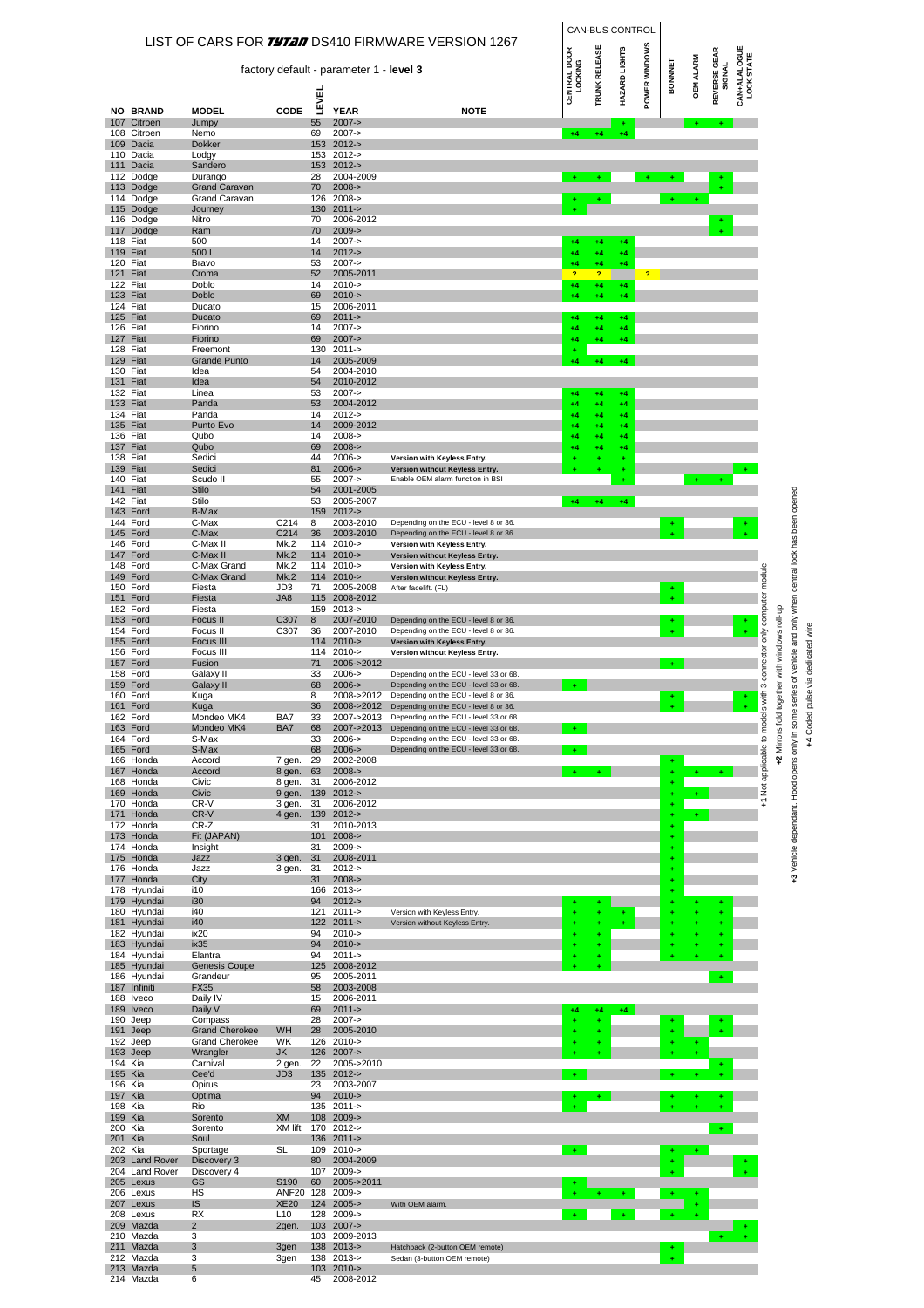# LIST OF CARS FOR TYTAN DS410 FIRMWARE VERSION 1267

factory default - parameter 1 - **level 3**

| NO | BRAND | MODEL | CODE | LEVEL | YEAR | NOTE | CAN-BUS CONTROL | | | | | | | |
|---|---|---|---|---|---|---|---|---|---|---|---|---|---|---|
| | | | | | | | CENTRAL DOOR LOCKING | TRUNK RELEASE | HAZARD LIGHTS | POWER WINDOWS | BONNNET | OEM ALARM | REVERSE GEAR SIGNAL | CAN+ALALOGUE LOCK STATE |
| 107 | Citroen | Jumpy | | 55 | 2007-> | | | | + | | | + | + | |
| 108 | Citroen | Nemo | | 69 | 2007-> | | +4 | +4 | +4 | | | | | |
| 109 | Dacia | Dokker | | 153 | 2012-> | | | | | | | | | |
| 110 | Dacia | Lodgy | | 153 | 2012-> | | | | | | | | | |
| 111 | Dacia | Sandero | | 153 | 2012-> | | | | | | | | | |
| 112 | Dodge | Durango | | 28 | 2004-2009 | | + | + | | + | + | | | |
| 113 | Dodge | Grand Caravan | | 70 | 2008-> | | | | | | | | + | |
| 114 | Dodge | Grand Caravan | | 126 | 2008-> | | + | + | | | + | + | | |
| 115 | Dodge | Journey | | 130 | 2011-> | | + | | | | | | | |
| 116 | Dodge | Nitro | | 70 | 2006-2012 | | | | | | | | + | |
| 117 | Dodge | Ram | | 70 | 2009-> | | | | | | | | + | |
| 118 | Fiat | 500 | | 14 | 2007-> | | +4 | +4 | +4 | | | | | |
| 119 | Fiat | 500 L | | 14 | 2012-> | | +4 | +4 | +4 | | | | | |
| 120 | Fiat | Bravo | | 53 | 2007-> | | +4 | +4 | +4 | | | | | |
| 121 | Fiat | Croma | | 52 | 2005-2011 | | ? | ? | | ? | | | | |
| 122 | Fiat | Doblo | | 14 | 2010-> | | +4 | +4 | +4 | | | | | |
| 123 | Fiat | Doblo | | 69 | 2010-> | | +4 | +4 | +4 | | | | | |
| 124 | Fiat | Ducato | | 15 | 2006-2011 | | | | | | | | | |
| 125 | Fiat | Ducato | | 69 | 2011-> | | +4 | +4 | +4 | | | | | |
| 126 | Fiat | Fiorino | | 14 | 2007-> | | +4 | +4 | +4 | | | | | |
| 127 | Fiat | Fiorino | | 69 | 2007-> | | +4 | +4 | +4 | | | | | |
| 128 | Fiat | Freemont | | 130 | 2011-> | | + | | | | | | | |
| 129 | Fiat | Grande Punto | | 14 | 2005-2009 | | +4 | +4 | +4 | | | | | |
| 130 | Fiat | Idea | | 54 | 2004-2010 | | | | | | | | | |
| 131 | Fiat | Idea | | 54 | 2010-2012 | | | | | | | | | |
| 132 | Fiat | Linea | | 53 | 2007-> | | +4 | +4 | +4 | | | | | |
| 133 | Fiat | Panda | | 53 | 2004-2012 | | +4 | +4 | +4 | | | | | |
| 134 | Fiat | Panda | | 14 | 2012-> | | +4 | +4 | +4 | | | | | |
| 135 | Fiat | Punto Evo | | 14 | 2009-2012 | | +4 | +4 | +4 | | | | | |
| 136 | Fiat | Qubo | | 14 | 2008-> | | +4 | +4 | +4 | | | | | |
| 137 | Fiat | Qubo | | 69 | 2008-> | | +4 | +4 | +4 | | | | | |
| 138 | Fiat | Sedici | | 44 | 2006-> | **Version with Keyless Entry.** | + | + | + | | | | | |
| 139 | Fiat | Sedici | | 81 | 2006-> | **Version without Keyless Entry.** | + | + | + | | | | | + |
| 140 | Fiat | Scudo II | | 55 | 2007-> | Enable OEM alarm function in BSI | | | + | | | + | + | |
| 141 | Fiat | Stilo | | 54 | 2001-2005 | | | | | | | | | |
| 142 | Fiat | Stilo | | 53 | 2005-2007 | | +4 | +4 | +4 | | | | | |
| 143 | Ford | B-Max | | 159 | 2012-> | | | | | | | | | |
| 144 | Ford | C-Max | C214 | 8 | 2003-2010 | Depending on the ECU - level 8 or 36. | | | | | + | | | + |
| 145 | Ford | C-Max | C214 | 36 | 2003-2010 | Depending on the ECU - level 8 or 36. | | | | | + | | | + |
| 146 | Ford | C-Max II | Mk.2 | 114 | 2010-> | **Version with Keyless Entry.** | | | | | | | | |
| 147 | Ford | C-Max II | Mk.2 | 114 | 2010-> | **Version without Keyless Entry.** | | | | | | | | |
| 148 | Ford | C-Max Grand | Mk.2 | 114 | 2010-> | **Version with Keyless Entry.** | | | | | | | | |
| 149 | Ford | C-Max Grand | Mk.2 | 114 | 2010-> | **Version without Keyless Entry.** | | | | | | | | |
| 150 | Ford | Fiesta | JD3 | 71 | 2005-2008 | After facelift. (FL) | | | | | + | | | |
| 151 | Ford | Fiesta | JA8 | 115 | 2008-2012 | | | | | | + | | | |
| 152 | Ford | Fiesta | | 159 | 2013-> | | | | | | | | | |
| 153 | Ford | Focus II | C307 | 8 | 2007-2010 | Depending on the ECU - level 8 or 36. | | | | | + | | | + |
| 154 | Ford | Focus II | C307 | 36 | 2007-2010 | Depending on the ECU - level 8 or 36. | | | | | + | | | + |
| 155 | Ford | Focus III | | 114 | 2010-> | **Version with Keyless Entry.** | | | | | | | | |
| 156 | Ford | Focus III | | 114 | 2010-> | **Version without Keyless Entry.** | | | | | | | | |
| 157 | Ford | Fusion | | 71 | 2005->2012 | | | | | | + | | | |
| 158 | Ford | Galaxy II | | 33 | 2006-> | Depending on the ECU - level 33 or 68. | | | | | | | | |
| 159 | Ford | Galaxy II | | 68 | 2006-> | Depending on the ECU - level 33 or 68. | + | | | | | | | |
| 160 | Ford | Kuga | | 8 | 2008->2012 | Depending on the ECU - level 8 or 36. | | | | | + | | | + |
| 161 | Ford | Kuga | | 36 | 2008->2012 | Depending on the ECU - level 8 or 36. | | | | | + | | | + |
| 162 | Ford | Mondeo MK4 | BA7 | 33 | 2007->2013 | Depending on the ECU - level 33 or 68. | | | | | | | | |
| 163 | Ford | Mondeo MK4 | BA7 | 68 | 2007->2013 | Depending on the ECU - level 33 or 68. | + | | | | | | | |
| 164 | Ford | S-Max | | 33 | 2006-> | Depending on the ECU - level 33 or 68. | | | | | | | | |
| 165 | Ford | S-Max | | 68 | 2006-> | Depending on the ECU - level 33 or 68. | + | | | | | | | |
| 166 | Honda | Accord | 7 gen. | 29 | 2002-2008 | | | | | | + | | | |
| 167 | Honda | Accord | 8 gen. | 63 | 2008-> | | + | + | | | + | + | + | |
| 168 | Honda | Civic | 8 gen. | 31 | 2006-2012 | | | | | | + | | | |
| 169 | Honda | Civic | 9 gen. | 139 | 2012-> | | | | | | + | + | | |
| 170 | Honda | CR-V | 3 gen. | 31 | 2006-2012 | | | | | | + | | | |
| 171 | Honda | CR-V | 4 gen. | 139 | 2012-> | | | | | | + | + | | |
| 172 | Honda | CR-Z | | 31 | 2010-2013 | | | | | | + | | | |
| 173 | Honda | Fit (JAPAN) | | 101 | 2008-> | | | | | | + | | | |
| 174 | Honda | Insight | | 31 | 2009-> | | | | | | + | | | |
| 175 | Honda | Jazz | 3 gen. | 31 | 2008-2011 | | | | | | + | | | |
| 176 | Honda | Jazz | 3 gen. | 31 | 2012-> | | | | | | + | | | |
| 177 | Honda | City | | 31 | 2008-> | | | | | | + | | | |
| 178 | Hyundai | i10 | | 166 | 2013-> | | | | | | + | | | |
| 179 | Hyundai | i30 | | 94 | 2012-> | | + | + | | | + | + | + | |
| 180 | Hyundai | i40 | | 121 | 2011-> | Version with Keyless Entry. | + | + | + | | + | + | + | |
| 181 | Hyundai | i40 | | 122 | 2011-> | Version without Keyless Entry. | + | + | + | | + | + | + | |
| 182 | Hyundai | ix20 | | 94 | 2010-> | | + | + | | | + | + | + | |
| 183 | Hyundai | ix35 | | 94 | 2010-> | | + | + | | | + | + | + | |
| 184 | Hyundai | Elantra | | 94 | 2011-> | | + | + | | | + | + | + | |
| 185 | Hyundai | Genesis Coupe | | 125 | 2008-2012 | | + | + | | | | | | |
| 186 | Hyundai | Grandeur | | 95 | 2005-2011 | | | | | | | | + | |
| 187 | Infiniti | FX35 | | 58 | 2003-2008 | | | | | | | | | |
| 188 | Iveco | Daily IV | | 15 | 2006-2011 | | | | | | | | | |
| 189 | Iveco | Daily V | | 69 | 2011-> | | +4 | +4 | +4 | | | | | |
| 190 | Jeep | Compass | | 28 | 2007-> | | + | + | | | + | | + | |
| 191 | Jeep | Grand Cherokee | WH | 28 | 2005-2010 | | + | + | | | + | | + | |
| 192 | Jeep | Grand Cherokee | WK | 126 | 2010-> | | + | + | | | + | + | | |
| 193 | Jeep | Wrangler | JK | 126 | 2007-> | | + | + | | | + | + | | |
| 194 | Kia | Carnival | 2 gen. | 22 | 2005->2010 | | | | | | | | + | |
| 195 | Kia | Cee'd | JD3 | 135 | 2012-> | | + | | | | + | + | + | |
| 196 | Kia | Opirus | | 23 | 2003-2007 | | | | | | | | | |
| 197 | Kia | Optima | | 94 | 2010-> | | + | + | | | + | + | + | |
| 198 | Kia | Rio | | 135 | 2011-> | | + | | | | + | + | + | |
| 199 | Kia | Sorento | XM | 108 | 2009-> | | | | | | | | | |
| 200 | Kia | Sorento | XM lift | 170 | 2012-> | | | | | | | | + | |
| 201 | Kia | Soul | | 136 | 2011-> | | | | | | | | | |
| 202 | Kia | Sportage | SL | 109 | 2010-> | | + | | | | + | + | | |
| 203 | Land Rover | Discovery 3 | | 80 | 2004-2009 | | | | | | + | | | + |
| 204 | Land Rover | Discovery 4 | | 107 | 2009-> | | | | | | + | | | + |
| 205 | Lexus | GS | S190 | 60 | 2005->2011 | | + | | | | | | | |
| 206 | Lexus | HS | ANF20 | 128 | 2009-> | | + | + | + | | + | + | | |
| 207 | Lexus | IS | XE20 | 124 | 2005-> | With OEM alarm. | | | | | | + | | |
| 208 | Lexus | RX | L10 | 128 | 2009-> | | + | | + | | + | + | | |
| 209 | Mazda | 2 | 2gen. | 103 | 2007-> | | | | | | | | | + |
| 210 | Mazda | 3 | | 103 | 2009-2013 | | | | | | | | + | + |
| 211 | Mazda | 3 | 3gen | 138 | 2013-> | Hatchback (2-button OEM remote) | | | | | + | | | |
| 212 | Mazda | 3 | 3gen | 138 | 2013-> | Sedan (3-button OEM remote) | | | | | + | | | |
| 213 | Mazda | 5 | | 103 | 2010-> | | | | | | | | | |
| 214 | Mazda | 6 | | 45 | 2008-2012 | | | | | | | | | |

**+1** Not applicable to models with 3-connector only computer module

**+2** Mirrors fold together with windows roll-up

**+3** Vehicle dependant. Hood opens only in some series of vehicle and only when central lock has been opened

**+4** Coded pulse via dedicated wire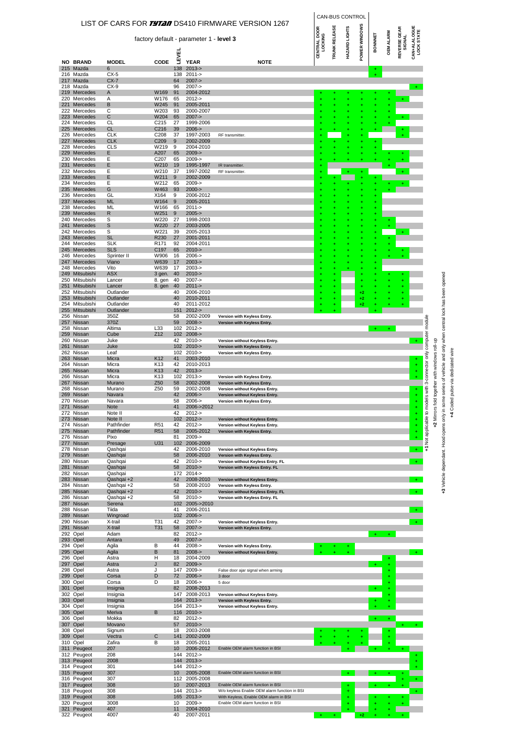# LIST OF CARS FOR TYTAN DS410 FIRMWARE VERSION 1267

factory default - parameter 1 - **level 3**

| NO | BRAND | MODEL | CODE | LEVEL | YEAR | NOTE | CAN-BUS CONTROL: CENTRAL DOOR LOCKING | CAN-BUS CONTROL: TRUNK RELEASE | CAN-BUS CONTROL: HAZARD LIGHTS | CAN-BUS CONTROL: POWER WINDOWS | BONNET | OEM ALARM | REVERSE GEAR SIGNAL | CAN+ALALOGUE LOCK STATE |
|---|---|---|---|---|---|---|---|---|---|---|---|---|---|---|
| 215 | Mazda | 6 | | 138 | 2013-> | | | | | | + | | | |
| 216 | Mazda | CX-5 | | 138 | 2011-> | | | | | | + | | | |
| 217 | Mazda | CX-7 | | 64 | 2007-> | | | | | | | | | |
| 218 | Mazda | CX-9 | | 96 | 2007-> | | | | | | | | | + |
| 219 | Mercedes | A | W169 | 91 | 2004-2012 | | + | + | + | + | + | + | | |
| 220 | Mercedes | A | W176 | 65 | 2012-> | | + | + | + | + | + | + | + | |
| 221 | Mercedes | B | W245 | 91 | 2005-2011 | | + | + | + | + | + | + | | |
| 222 | Mercedes | C | W203 | 93 | 2000-2007 | | + | + | + | + | + | + | | |
| 223 | Mercedes | C | W204 | 65 | 2007-> | | + | + | + | + | + | + | + | |
| 224 | Mercedes | CL | C215 | 27 | 1999-2006 | | + | + | + | + | + | + | | |
| 225 | Mercedes | CL | C216 | 39 | 2006-> | | + | + | + | + | + | | + | |
| 226 | Mercedes | CLK | C208 | 37 | 1997-2003 | RF transmitter. | + | | + | + | | | + | |
| 227 | Mercedes | CLK | C209 | 9 | 2002-2009 | | + | + | + | + | + | | | |
| 228 | Mercedes | CLS | W219 | 9 | 2004-2010 | | + | + | + | + | + | | | |
| 229 | Mercedes | E | A207 | 65 | 2009-> | | + | + | + | + | + | + | + | |
| 230 | Mercedes | E | C207 | 65 | 2009-> | | + | + | + | + | + | + | + | |
| 231 | Mercedes | E | W210 | 19 | 1995-1997 | IR transmitter. | + | | | | | + | | |
| 232 | Mercedes | E | W210 | 37 | 1997-2002 | RF transmitter. | + | | + | + | | | + | |
| 233 | Mercedes | E | W211 | 9 | 2002-2009 | | + | + | | + | + | | | |
| 234 | Mercedes | E | W212 | 65 | 2009-> | | + | + | + | + | + | + | + | |
| 235 | Mercedes | G | W463 | 93 | 2000-> | | + | + | + | + | + | + | | |
| 236 | Mercedes | GL | X164 | 9 | 2006-2012 | | + | + | + | + | + | | | |
| 237 | Mercedes | ML | W164 | 9 | 2005-2011 | | + | + | + | + | + | | | |
| 238 | Mercedes | ML | W166 | 65 | 2011-> | | + | + | + | + | + | | | |
| 239 | Mercedes | R | W251 | 9 | 2005-> | | + | + | + | + | + | | | |
| 240 | Mercedes | S | W220 | 27 | 1998-2003 | | + | + | + | + | + | + | | |
| 241 | Mercedes | S | W220 | 27 | 2003-2005 | | + | + | + | + | + | + | | |
| 242 | Mercedes | S | W221 | 39 | 2005-2013 | | + | + | + | + | + | | + | |
| 243 | Mercedes | SL | R230 | 27 | 2001-2011 | | + | + | + | + | + | | | |
| 244 | Mercedes | SLK | R171 | 92 | 2004-2011 | | + | + | + | + | + | + | | |
| 245 | Mercedes | SLS | C197 | 65 | 2010-> | | + | + | + | + | + | + | + | |
| 246 | Mercedes | Sprinter II | W906 | 16 | 2006-> | | + | + | + | + | + | + | + | |
| 247 | Mercedes | Viano | W639 | 17 | 2003-> | | + | + | + | + | + | | | |
| 248 | Mercedes | Vito | W639 | 17 | 2003-> | | + | + | + | + | + | | | |
| 249 | Mitsubishi | ASX | 3 gen. | 40 | 2010-> | | + | + | | + | + | + | + | |
| 250 | Mitsubishi | Lancer | 8. gen | 40 | 2007-> | | + | + | | + | + | + | + | |
| 251 | Mitsubishi | Lancer | 8. gen | 40 | 2011-> | | + | + | | + | + | + | + | |
| 252 | Mitsubishi | Outlander | | 40 | 2006-2010 | | + | + | | +2 | + | + | + | |
| 253 | Mitsubishi | Outlander | | 40 | 2010-2011 | | + | + | | +2 | + | + | + | |
| 254 | Mitsubishi | Outlander | | 40 | 2011-2012 | | + | + | | +2 | + | + | + | |
| 255 | Mitsubishi | Outlander | | 151 | 2012-> | | + | + | | | + | | | |
| 256 | Nissan | 350Z | | 58 | 2002-2009 | Version with Keyless Entry. | | | | | | | | |
| 257 | Nissan | 370Z | | 59 | 2008-> | Version with Keyless Entry. | | | | | | | | |
| 258 | Nissan | Altima | L33 | 102 | 2012-> | | | | | | + | + | | |
| 259 | Nissan | Cube | Z12 | 102 | 2008-> | | | | | | | | | |
| 260 | Nissan | Juke | | 42 | 2010-> | Version without Keyless Entry. | | | | | | | | + |
| 261 | Nissan | Juke | | 102 | 2010-> | Version with Keyless Entry. | | | | | | | | |
| 262 | Nissan | Leaf | | 102 | 2010-> | Version with Keyless Entry. | | | | | | | | |
| 263 | Nissan | Micra | K12 | 41 | 2003-2010 | | | | | | | | | + |
| 264 | Nissan | Micra | K13 | 42 | 2010-2013 | | | | | | | | | + |
| 265 | Nissan | Micra | K13 | 42 | 2013-> | | | | | | | | | + |
| 266 | Nissan | Micra | K13 | 102 | 2013-> | Version with Keyless Entry. | | | | | | | | + |
| 267 | Nissan | Murano | Z50 | 58 | 2002-2008 | Version with Keyless Entry. | | | | | | | | |
| 268 | Nissan | Murano | Z50 | 59 | 2002-2008 | Version without Keyless Entry. | | | | | | | | + |
| 269 | Nissan | Navara | | 42 | 2006-> | Version without Keyless Entry. | | | | | | | | + |
| 270 | Nissan | Navara | | 58 | 2006-> | Version with Keyless Entry. | | | | | | | | + |
| 271 | Nissan | Note | | 41 | 2006->2012 | | | | | | | | | + |
| 272 | Nissan | Note II | | 42 | 2012-> | | | | | | | | | + |
| 273 | Nissan | Note II | | 102 | 2012-> | Version without Keyless Entry. | | | | | | | | + |
| 274 | Nissan | Pathfinder | R51 | 42 | 2012-> | Version without Keyless Entry. | | | | | | | | + |
| 275 | Nissan | Pathfinder | R51 | 58 | 2005-2012 | Version with Keyless Entry. | | | | | | | | + |
| 276 | Nissan | Pixo | | 81 | 2009-> | | | | | | | | | + |
| 277 | Nissan | Presage | U31 | 102 | 2006-2009 | | | | | | | | | |
| 278 | Nissan | Qashqai | | 42 | 2006-2010 | Version without Keyless Entry. | | | | | | | | + |
| 279 | Nissan | Qashqai | | 58 | 2006-2010 | Version with Keyless Entry. | | | | | | | | |
| 280 | Nissan | Qashqai | | 42 | 2010-> | Version without Keyless Entry. FL | | | | | | | | + |
| 281 | Nissan | Qashqai | | 58 | 2010-> | Version with Keyless Entry. FL | | | | | | | | |
| 282 | Nissan | Qashqai | | 172 | 2014-> | | | | | | | | | |
| 283 | Nissan | Qashqai +2 | | 42 | 2008-2010 | Version without Keyless Entry. | | | | | | | | + |
| 284 | Nissan | Qashqai +2 | | 58 | 2008-2010 | Version with Keyless Entry. | | | | | | | | |
| 285 | Nissan | Qashqai +2 | | 42 | 2010-> | Version without Keyless Entry. FL | | | | | | | | + |
| 286 | Nissan | Qashqai +2 | | 58 | 2010-> | Version with Keyless Entry. FL | | | | | | | | |
| 287 | Nissan | Serena | | 102 | 2005->2010 | | | | | | | | | |
| 288 | Nissan | Tiida | | 41 | 2006-2011 | | | | | | | | | + |
| 289 | Nissan | Wingroad | | 102 | 2006-> | | | | | | | | | |
| 290 | Nissan | X-trail | T31 | 42 | 2007-> | Version without Keyless Entry. | | | | | | | | + |
| 291 | Nissan | X-trail | T31 | 58 | 2007-> | Version with Keyless Entry. | | | | | | | | |
| 292 | Opel | Adam | | 82 | 2012-> | | | | | | + | + | | |
| 293 | Opel | Antara | | 49 | 2007-> | | | | | | | | | |
| 294 | Opel | Agila | B | 44 | 2008-> | Version with Keyless Entry. | + | + | + | | | | | |
| 295 | Opel | Agila | B | 81 | 2008-> | Version without Keyless Entry. | + | + | + | | | | | + |
| 296 | Opel | Astra | H | 18 | 2004-2009 | | | | | | | + | | |
| 297 | Opel | Astra | J | 82 | 2009-> | | | | | | + | + | | |
| 298 | Opel | Astra | J | 147 | 2009-> | False door ajar signal when arming | | | | | | + | | |
| 299 | Opel | Corsa | D | 72 | 2006-> | 3 door | | | | | | + | | |
| 300 | Opel | Corsa | D | 18 | 2006-> | 5 door | | | | | | + | | |
| 301 | Opel | Insignia | | 82 | 2008-2013 | | | | | | + | + | | |
| 302 | Opel | Insignia | | 147 | 2008-2013 | Version without Keyless Entry. | | | | | | + | | |
| 303 | Opel | Insignia | | 164 | 2013-> | Version with Keyless Entry. | | | | | + | + | | |
| 304 | Opel | Insignia | | 164 | 2013-> | Version without Keyless Entry. | | | | | + | + | | |
| 305 | Opel | Meriva | B | 116 | 2010-> | | | | | | | | | |
| 306 | Opel | Mokka | | 82 | 2012-> | | | | | | + | + | | |
| 307 | Opel | Movano | | 57 | 2010-> | | | | | | | | + | + |
| 308 | Opel | Signum | | 18 | 2003-2008 | | + | + | + | + | | + | | |
| 309 | Opel | Vectra | C | 141 | 2002-2009 | | + | + | + | + | | + | | |
| 310 | Opel | Zafira | B | 18 | 2005-2011 | | + | + | + | + | | + | | |
| 311 | Peugeot | 207 | | 10 | 2006-2012 | Enable OEM alarm function in BSI | | | + | | + | + | + | |
| 312 | Peugeot | 208 | | 144 | 2012-> | | | | | | | | | + |
| 313 | Peugeot | 2008 | | 144 | 2013-> | | | | | | | | | + |
| 314 | Peugeot | 301 | | 144 | 2012-> | | | | | | | | | + |
| 315 | Peugeot | 307 | | 10 | 2005-2008 | Enable OEM alarm function in BSI | | | + | | + | + | + | |
| 316 | Peugeot | 307 | | 112 | 2005-2008 | | | | | | | | + | + |
| 317 | Peugeot | 308 | | 10 | 2007-2013 | Enable OEM alarm function in BSI | | | + | | + | + | + | |
| 318 | Peugeot | 308 | | 144 | 2013-> | W/o keyless Enable OEM alarm function in BSI | | | + | | | | | + |
| 319 | Peugeot | 308 | | 165 | 2013-> | With Keyless, Enable OEM alarm in BSI | | | + | | + | + | + | |
| 320 | Peugeot | 3008 | | 10 | 2009-> | Enable OEM alarm function in BSI | | | + | | + | + | + | |
| 321 | Peugeot | 407 | | 11 | 2004-2010 | | | | + | | + | + | | |
| 322 | Peugeot | 4007 | | 40 | 2007-2011 | | + | + | | +2 | + | + | + | |

**+1** Not applicable to models with 3-connector only computer module

**+2** Mirrors fold together with windows roll-up

**+3** Vehicle dependant. Hood opens only in some series of vehicle and only when central lock has been opened

**+4** Coded pulse via dedicated wire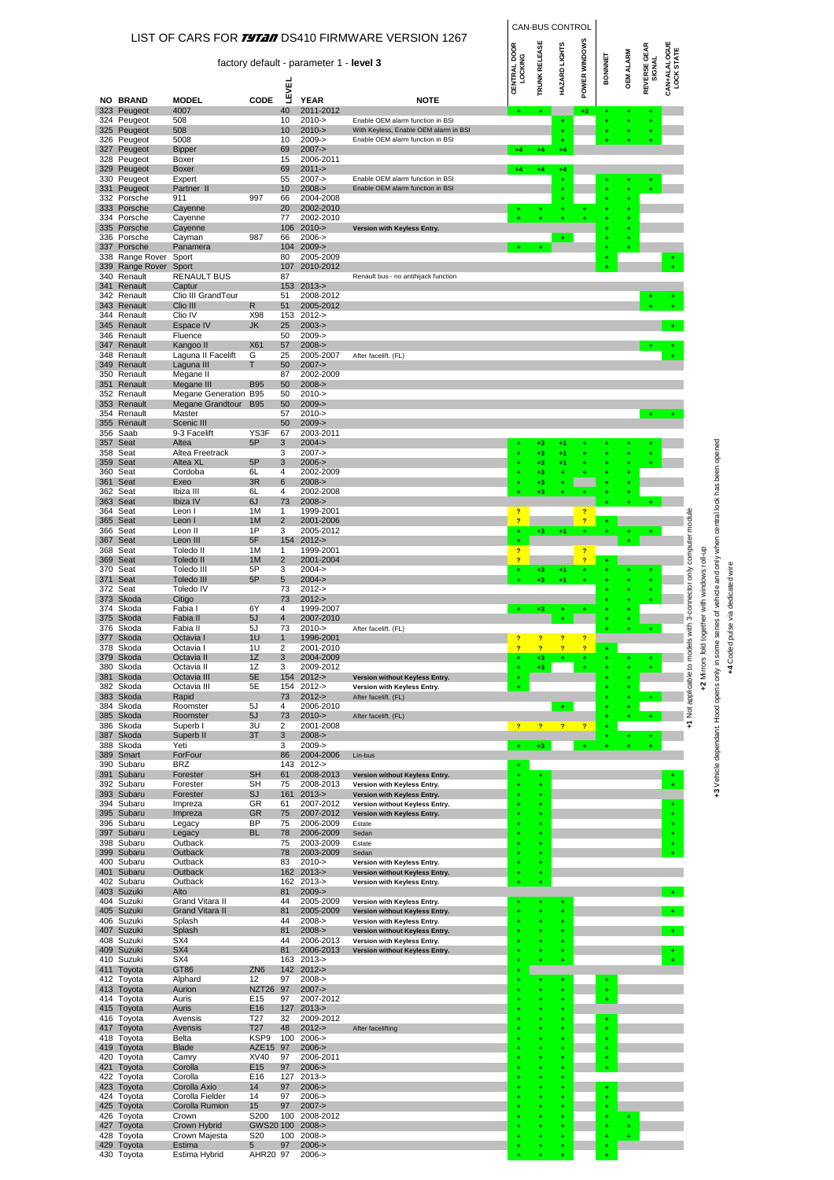# LIST OF CARS FOR TYTAN DS410 FIRMWARE VERSION 1267

factory default - parameter 1 - **level 3**

| NO | BRAND | MODEL | CODE | LEVEL | YEAR | NOTE | CAN-BUS CONTROL: CENTRAL DOOR LOCKING | TRUNK RELEASE | HAZARD LIGHTS | POWER WINDOWS | BONNET | OEM ALARM | REVERSE GEAR SIGNAL | CAN+ALALOGUE LOCK STATE |
|---|---|---|---|---|---|---|---|---|---|---|---|---|---|---|
| 323 | Peugeot | 4007 | | 40 | 2011-2012 | | + | + | | +2 | + | + | + | |
| 324 | Peugeot | 508 | | 10 | 2010-> | Enable OEM alarm function in BSI | | | + | | + | + | + | |
| 325 | Peugeot | 508 | | 10 | 2010-> | With Keyless, Enable OEM alarm in BSI | | | + | | + | + | + | |
| 326 | Peugeot | 5008 | | 10 | 2009-> | Enable OEM alarm function in BSI | | | + | | + | + | + | |
| 327 | Peugeot | Bipper | | 69 | 2007-> | | +4 | +4 | +4 | | | | | |
| 328 | Peugeot | Boxer | | 15 | 2006-2011 | | | | | | | | | |
| 329 | Peugeot | Boxer | | 69 | 2011-> | | +4 | +4 | +4 | | | | | |
| 330 | Peugeot | Expert | | 55 | 2007-> | Enable OEM alarm function in BSI | | | + | | + | + | + | |
| 331 | Peugeot | Partner II | | 10 | 2008-> | Enable OEM alarm function in BSI | | | + | | + | + | + | |
| 332 | Porsche | 911 | 997 | 66 | 2004-2008 | | | | + | | + | + | | |
| 333 | Porsche | Cayenne | | 20 | 2002-2010 | | + | + | + | + | + | + | | |
| 334 | Porsche | Cayenne | | 77 | 2002-2010 | | + | + | + | + | + | + | | |
| 335 | Porsche | Cayenne | | 106 | 2010-> | **Version with Keyless Entry.** | | | | | + | + | | |
| 336 | Porsche | Cayman | 987 | 66 | 2006-> | | | | + | | + | + | | |
| 337 | Porsche | Panamera | | 104 | 2009-> | | + | + | | | + | + | | |
| 338 | Range Rover | Sport | | 80 | 2005-2009 | | | | | | + | | | + |
| 339 | Range Rover | Sport | | 107 | 2010-2012 | | | | | | + | | | + |
| 340 | Renault | RENAULT BUS | | 87 | | Renault bus - no antihijack function | | | | | | | | |
| 341 | Renault | Captur | | 153 | 2013-> | | | | | | | | | |
| 342 | Renault | Clio III GrandTour | | 51 | 2008-2012 | | | | | | | | + | + |
| 343 | Renault | Clio III | R | 51 | 2005-2012 | | | | | | | | + | + |
| 344 | Renault | Clio IV | X98 | 153 | 2012-> | | | | | | | | | |
| 345 | Renault | Espace IV | JK | 25 | 2003-> | | | | | | | | | + |
| 346 | Renault | Fluence | | 50 | 2009-> | | | | | | | | | |
| 347 | Renault | Kangoo II | X61 | 57 | 2008-> | | | | | | | | + | + |
| 348 | Renault | Laguna II Facelift | G | 25 | 2005-2007 | After facelift. (FL) | | | | | | | | + |
| 349 | Renault | Laguna III | T | 50 | 2007-> | | | | | | | | | |
| 350 | Renault | Megane II | | 87 | 2002-2009 | | | | | | | | | |
| 351 | Renault | Megane III | B95 | 50 | 2008-> | | | | | | | | | |
| 352 | Renault | Megane Generation | B95 | 50 | 2010-> | | | | | | | | | |
| 353 | Renault | Megane Grandtour | B95 | 50 | 2009-> | | | | | | | | | |
| 354 | Renault | Master | | 57 | 2010-> | | | | | | | | + | + |
| 355 | Renault | Scenic III | | 50 | 2009-> | | | | | | | | | |
| 356 | Saab | 9-3 Facelift | YS3F | 67 | 2003-2011 | | | | | | | | | |
| 357 | Seat | Altea | 5P | 3 | 2004-> | | + | +3 | +1 | + | + | + | + | |
| 358 | Seat | Altea Freetrack | | 3 | 2007-> | | + | +3 | +1 | + | + | + | + | |
| 359 | Seat | Altea XL | 5P | 3 | 2006-> | | + | +3 | +1 | + | + | + | + | |
| 360 | Seat | Cordoba | 6L | 4 | 2002-2009 | | + | +3 | + | + | + | + | | |
| 361 | Seat | Exeo | 3R | 6 | 2008-> | | + | +3 | + | | + | + | | |
| 362 | Seat | Ibiza III | 6L | 4 | 2002-2008 | | + | +3 | + | + | + | + | | |
| 363 | Seat | Ibiza IV | 6J | 73 | 2008-> | | | | | | + | + | + | |
| 364 | Seat | Leon I | 1M | 1 | 1999-2001 | | ? | | | ? | | | | |
| 365 | Seat | Leon I | 1M | 2 | 2001-2006 | | ? | | | ? | + | | | |
| 366 | Seat | Leon II | 1P | 3 | 2005-2012 | | + | +3 | +1 | + | + | + | + | |
| 367 | Seat | Leon III | 5F | 154 | 2012-> | | + | | | | | + | | |
| 368 | Seat | Toledo II | 1M | 1 | 1999-2001 | | ? | | | ? | | | | |
| 369 | Seat | Toledo II | 1M | 2 | 2001-2004 | | ? | | | ? | + | | | |
| 370 | Seat | Toledo III | 5P | 3 | 2004-> | | + | +3 | +1 | + | + | + | + | |
| 371 | Seat | Toledo III | 5P | 5 | 2004-> | | + | +3 | +1 | + | + | + | + | |
| 372 | Seat | Toledo IV | | 73 | 2012-> | | | | | | + | + | + | |
| 373 | Skoda | Citigo | | 73 | 2012-> | | | | | | + | + | + | |
| 374 | Skoda | Fabia I | 6Y | 4 | 1999-2007 | | + | +3 | + | + | + | + | | |
| 375 | Skoda | Fabia II | 5J | 4 | 2007-2010 | | | | + | | + | + | | |
| 376 | Skoda | Fabia II | 5J | 73 | 2010-> | After facelift. (FL) | | | | | + | + | + | |
| 377 | Skoda | Octavia I | 1U | 1 | 1996-2001 | | ? | ? | ? | ? | | | | |
| 378 | Skoda | Octavia I | 1U | 2 | 2001-2010 | | ? | ? | ? | ? | + | | | |
| 379 | Skoda | Octavia II | 1Z | 3 | 2004-2009 | | + | +3 | + | + | + | + | + | |
| 380 | Skoda | Octavia II | 1Z | 3 | 2009-2012 | | + | +3 | | + | + | + | + | |
| 381 | Skoda | Octavia III | 5E | 154 | 2012-> | **Version without Keyless Entry.** | + | | | | + | + | | |
| 382 | Skoda | Octavia III | 5E | 154 | 2012-> | **Version with Keyless Entry.** | + | | | | + | + | | |
| 383 | Skoda | Rapid | | 73 | 2012-> | After facelift. (FL) | | | | | + | + | + | |
| 384 | Skoda | Roomster | 5J | 4 | 2006-2010 | | | | + | | + | + | | |
| 385 | Skoda | Roomster | 5J | 73 | 2010-> | After facelift. (FL) | | | | | + | + | + | |
| 386 | Skoda | Superb I | 3U | 2 | 2001-2008 | | ? | ? | ? | ? | + | | | |
| 387 | Skoda | Superb II | 3T | 3 | 2008-> | | | | | | + | + | + | |
| 388 | Skoda | Yeti | | 3 | 2009-> | | + | +3 | | + | + | + | + | |
| 389 | Smart | ForFour | | 86 | 2004-2006 | Lin-bus | | | | | | | | |
| 390 | Subaru | BRZ | | 143 | 2012-> | | + | | | | | | | |
| 391 | Subaru | Forester | SH | 61 | 2008-2013 | **Version without Keyless Entry.** | + | + | | | | | | + |
| 392 | Subaru | Forester | SH | 75 | 2008-2013 | **Version with Keyless Entry.** | + | + | | | | | | + |
| 393 | Subaru | Forester | SJ | 161 | 2013-> | **Version with Keyless Entry.** | + | + | | | | | | |
| 394 | Subaru | Impreza | GR | 61 | 2007-2012 | **Version without Keyless Entry.** | + | + | | | | | | + |
| 395 | Subaru | Impreza | GR | 75 | 2007-2012 | **Version with Keyless Entry.** | + | + | | | | | | + |
| 396 | Subaru | Legacy | BP | 75 | 2006-2009 | Estate | + | + | | | | | | + |
| 397 | Subaru | Legacy | BL | 78 | 2006-2009 | Sedan | + | + | | | | | | + |
| 398 | Subaru | Outback | | 75 | 2003-2009 | Estate | + | + | | | | | | + |
| 399 | Subaru | Outback | | 78 | 2003-2009 | Sedan | + | + | | | | | | + |
| 400 | Subaru | Outback | | 83 | 2010-> | **Version with Keyless Entry.** | + | + | | | | | | |
| 401 | Subaru | Outback | | 162 | 2013-> | **Version without Keyless Entry.** | + | + | | | | | | |
| 402 | Subaru | Outback | | 162 | 2013-> | **Version with Keyless Entry.** | + | + | | | | | | |
| 403 | Suzuki | Alto | | 81 | 2009-> | | | | | | | | | + |
| 404 | Suzuki | Grand Vitara II | | 44 | 2005-2009 | **Version with Keyless Entry.** | + | + | + | | | | | |
| 405 | Suzuki | Grand Vitara II | | 81 | 2005-2009 | **Version without Keyless Entry.** | + | + | + | | | | | + |
| 406 | Suzuki | Splash | | 44 | 2008-> | **Version with Keyless Entry.** | + | + | + | | | | | |
| 407 | Suzuki | Splash | | 81 | 2008-> | **Version without Keyless Entry.** | + | + | + | | | | | + |
| 408 | Suzuki | SX4 | | 44 | 2006-2013 | **Version with Keyless Entry.** | + | + | + | | | | | |
| 409 | Suzuki | SX4 | | 81 | 2006-2013 | **Version without Keyless Entry.** | + | + | + | | | | | + |
| 410 | Suzuki | SX4 | | 163 | 2013-> | | + | + | + | | | | | + |
| 411 | Toyota | GT86 | ZN6 | 142 | 2012-> | | + | | | | | | | |
| 412 | Toyota | Alphard | 12 | 97 | 2008-> | | + | + | + | | + | | | |
| 413 | Toyota | Aurion | NZT26 | 97 | 2007-> | | + | + | + | | + | | | |
| 414 | Toyota | Auris | E15 | 97 | 2007-2012 | | + | + | + | | + | | | |
| 415 | Toyota | Auris | E16 | 127 | 2013-> | | + | + | + | | | | | |
| 416 | Toyota | Avensis | T27 | 32 | 2009-2012 | | + | + | + | | + | | | |
| 417 | Toyota | Avensis | T27 | 48 | 2012-> | After facelifting | + | + | + | | + | | | |
| 418 | Toyota | Belta | KSP9 | 100 | 2006-> | | + | + | + | | + | | | |
| 419 | Toyota | Blade | AZE15 | 97 | 2006-> | | + | + | + | | + | | | |
| 420 | Toyota | Camry | XV40 | 97 | 2006-2011 | | + | + | + | | + | | | |
| 421 | Toyota | Corolla | E15 | 97 | 2006-> | | + | + | + | | + | | | |
| 422 | Toyota | Corolla | E16 | 127 | 2013-> | | + | + | + | | | | | |
| 423 | Toyota | Corolla Axio | 14 | 97 | 2006-> | | + | + | + | | + | | | |
| 424 | Toyota | Corolla Fielder | 14 | 97 | 2006-> | | + | + | + | | + | | | |
| 425 | Toyota | Corolla Rumion | 15 | 97 | 2007-> | | + | + | + | | + | | | |
| 426 | Toyota | Crown | S200 | 100 | 2008-2012 | | + | + | + | | + | + | | |
| 427 | Toyota | Crown Hybrid | GWS20 | 100 | 2008-> | | + | + | + | | + | + | | |
| 428 | Toyota | Crown Majesta | S20 | 100 | 2008-> | | + | + | + | | + | + | | |
| 429 | Toyota | Estima | 5 | 97 | 2006-> | | + | + | + | | + | | | |
| 430 | Toyota | Estima Hybrid | AHR20 | 97 | 2006-> | | + | + | + | | + | | | |

**+1** Not applicable to models with 3-connector only computer module
**+2** Mirrors fold together with windows roll-up
**+3** Vehicle dependant. Hood opens only in some series of vehicle and only when central lock has been opened
**+4** Coded pulse via dedicated wire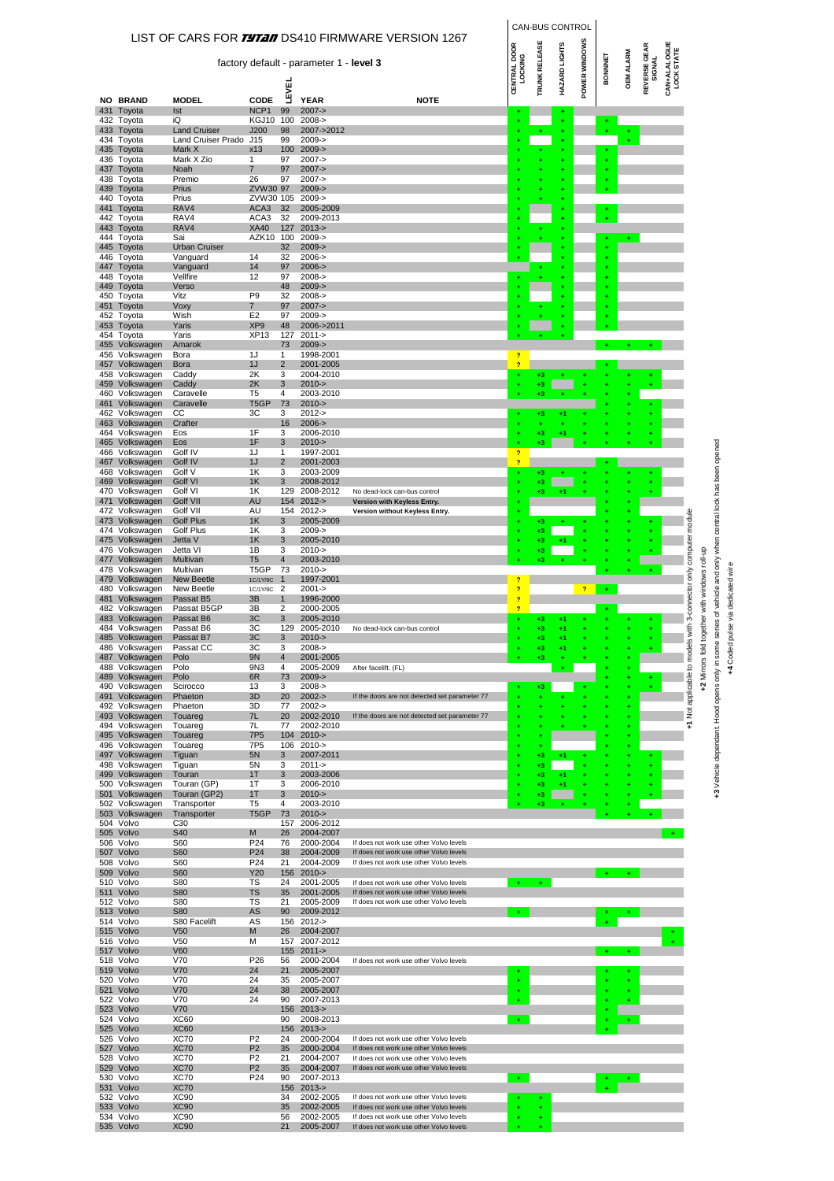# LIST OF CARS FOR TYTAN DS410 FIRMWARE VERSION 1267

factory default - parameter 1 - **level 3**

| NO | BRAND | MODEL | CODE | LEVEL | YEAR | NOTE | CAN-BUS CONTROL: CENTRAL DOOR LOCKING | CAN-BUS CONTROL: TRUNK RELEASE | CAN-BUS CONTROL: HAZARD LIGHTS | CAN-BUS CONTROL: POWER WINDOWS | BONNET | OEM ALARM | REVERSE GEAR SIGNAL | CAN+ALALOGUE LOCK STATE |
|---|---|---|---|---|---|---|---|---|---|---|---|---|---|---|
| 431 | Toyota | Ist | NCP1 | 99 | 2007-> | | + | | + | | | | | |
| 432 | Toyota | iQ | KGJ10 | 100 | 2008-> | | + | | + | | + | | | |
| 433 | Toyota | Land Cruiser | J200 | 98 | 2007->2012 | | + | + | + | | + | + | | |
| 434 | Toyota | Land Cruiser Prado | J15 | 99 | 2009-> | | + | | | | | + | | |
| 435 | Toyota | Mark X | x13 | 100 | 2009-> | | + | + | + | | + | | | |
| 436 | Toyota | Mark X Zio | 1 | 97 | 2007-> | | + | + | + | | + | | | |
| 437 | Toyota | Noah | 7 | 97 | 2007-> | | + | + | + | | + | | | |
| 438 | Toyota | Premio | 26 | 97 | 2007-> | | + | + | + | | + | | | |
| 439 | Toyota | Prius | ZVW30 | 97 | 2009-> | | + | + | + | | + | | | |
| 440 | Toyota | Prius | ZVW30 | 105 | 2009-> | | + | + | + | | | | | |
| 441 | Toyota | RAV4 | ACA3 | 32 | 2005-2009 | | + | | + | | + | | | |
| 442 | Toyota | RAV4 | ACA3 | 32 | 2009-2013 | | + | | + | | + | | | |
| 443 | Toyota | RAV4 | XA40 | 127 | 2013-> | | + | + | + | | | | | |
| 444 | Toyota | Sai | AZK10 | 100 | 2009-> | | + | + | + | | + | + | | |
| 445 | Toyota | Urban Cruiser | | 32 | 2009-> | | + | | + | | + | | | |
| 446 | Toyota | Vanguard | 14 | 32 | 2006-> | | + | | + | | + | | | |
| 447 | Toyota | Vanguard | 14 | 97 | 2006-> | | | + | + | | + | | | |
| 448 | Toyota | Vellfire | 12 | 97 | 2008-> | | + | + | + | | + | | | |
| 449 | Toyota | Verso | | 48 | 2009-> | | + | | + | | + | | | |
| 450 | Toyota | Vitz | P9 | 32 | 2008-> | | + | | + | | + | | | |
| 451 | Toyota | Voxy | 7 | 97 | 2007-> | | + | + | + | | + | | | |
| 452 | Toyota | Wish | E2 | 97 | 2009-> | | + | + | + | | + | | | |
| 453 | Toyota | Yaris | XP9 | 48 | 2006->2011 | | + | | + | | + | | | |
| 454 | Toyota | Yaris | XP13 | 127 | 2011-> | | + | + | + | | | | | |
| 455 | Volkswagen | Amarok | | 73 | 2009-> | | | | | | + | + | + | |
| 456 | Volkswagen | Bora | 1J | 1 | 1998-2001 | | ? | | | | | | | |
| 457 | Volkswagen | Bora | 1J | 2 | 2001-2005 | | ? | | | | + | | | |
| 458 | Volkswagen | Caddy | 2K | 3 | 2004-2010 | | + | +3 | + | + | + | + | + | |
| 459 | Volkswagen | Caddy | 2K | 3 | 2010-> | | + | +3 | | + | + | + | + | |
| 460 | Volkswagen | Caravelle | T5 | 4 | 2003-2010 | | + | +3 | + | + | + | + | | |
| 461 | Volkswagen | Caravelle | T5GP | 73 | 2010-> | | | | | | + | + | + | |
| 462 | Volkswagen | CC | 3C | 3 | 2012-> | | + | +3 | +1 | + | + | + | + | |
| 463 | Volkswagen | Crafter | | 16 | 2006-> | | + | + | + | + | + | + | + | |
| 464 | Volkswagen | Eos | 1F | 3 | 2006-2010 | | + | +3 | +1 | + | + | + | + | |
| 465 | Volkswagen | Eos | 1F | 3 | 2010-> | | + | +3 | | + | + | + | + | |
| 466 | Volkswagen | Golf IV | 1J | 1 | 1997-2001 | | ? | | | | | | | |
| 467 | Volkswagen | Golf IV | 1J | 2 | 2001-2003 | | ? | | | | + | | | |
| 468 | Volkswagen | Golf V | 1K | 3 | 2003-2009 | | + | +3 | + | + | + | + | + | |
| 469 | Volkswagen | Golf VI | 1K | 3 | 2008-2012 | | + | +3 | | + | + | + | + | |
| 470 | Volkswagen | Golf VI | 1K | 129 | 2008-2012 | No dead-lock can-bus control | + | +3 | +1 | + | + | + | + | |
| 471 | Volkswagen | Golf VII | AU | 154 | 2012-> | **Version with Keyless Entry.** | + | | | | + | + | | |
| 472 | Volkswagen | Golf VII | AU | 154 | 2012-> | **Version without Keyless Entry.** | + | | | | + | + | | |
| 473 | Volkswagen | Golf Plus | 1K | 3 | 2005-2009 | | + | +3 | + | + | + | + | + | |
| 474 | Volkswagen | Golf Plus | 1K | 3 | 2009-> | | + | +3 | | + | + | + | + | |
| 475 | Volkswagen | Jetta V | 1K | 3 | 2005-2010 | | + | +3 | +1 | + | + | + | + | |
| 476 | Volkswagen | Jetta VI | 1B | 3 | 2010-> | | + | +3 | | + | + | + | + | |
| 477 | Volkswagen | Multivan | T5 | 4 | 2003-2010 | | + | +3 | + | + | + | + | | |
| 478 | Volkswagen | Multivan | T5GP | 73 | 2010-> | | | | | | + | + | + | |
| 479 | Volkswagen | New Beetle | 1C/1Y/9C | 1 | 1997-2001 | | ? | | | | | | | |
| 480 | Volkswagen | New Beetle | 1C/1Y/9C | 2 | 2001-> | | ? | | | ? | + | | | |
| 481 | Volkswagen | Passat B5 | 3B | 1 | 1996-2000 | | ? | | | | | | | |
| 482 | Volkswagen | Passat B5GP | 3B | 2 | 2000-2005 | | ? | | | | + | | | |
| 483 | Volkswagen | Passat B6 | 3C | 3 | 2005-2010 | | + | +3 | +1 | + | + | + | + | |
| 484 | Volkswagen | Passat B6 | 3C | 129 | 2005-2010 | No dead-lock can-bus control | + | +3 | +1 | + | + | + | + | |
| 485 | Volkswagen | Passat B7 | 3C | 3 | 2010-> | | + | +3 | +1 | + | + | + | + | |
| 486 | Volkswagen | Passat CC | 3C | 3 | 2008-> | | + | +3 | +1 | + | + | + | + | |
| 487 | Volkswagen | Polo | 9N | 4 | 2001-2005 | | + | +3 | + | + | + | + | | |
| 488 | Volkswagen | Polo | 9N3 | 4 | 2005-2009 | After facelift. (FL) | | | + | | + | + | | |
| 489 | Volkswagen | Polo | 6R | 73 | 2009-> | | | | | | + | + | + | |
| 490 | Volkswagen | Scirocco | 13 | 3 | 2008-> | | + | +3 | | + | + | + | + | |
| 491 | Volkswagen | Phaeton | 3D | 20 | 2002-> | If the doors are not detected set parameter 77 | + | + | + | + | + | + | | |
| 492 | Volkswagen | Phaeton | 3D | 77 | 2002-> | | + | + | + | + | + | + | | |
| 493 | Volkswagen | Touareg | 7L | 20 | 2002-2010 | If the doors are not detected set parameter 77 | + | + | + | + | + | + | | |
| 494 | Volkswagen | Touareg | 7L | 77 | 2002-2010 | | + | + | + | + | + | + | | |
| 495 | Volkswagen | Touareg | 7P5 | 104 | 2010-> | | + | + | | | + | + | | |
| 496 | Volkswagen | Touareg | 7P5 | 106 | 2010-> | | + | + | | | + | + | | |
| 497 | Volkswagen | Tiguan | 5N | 3 | 2007-2011 | | + | +3 | +1 | + | + | + | + | |
| 498 | Volkswagen | Tiguan | 5N | 3 | 2011-> | | + | +3 | | + | + | + | + | |
| 499 | Volkswagen | Touran | 1T | 3 | 2003-2006 | | + | +3 | +1 | + | + | + | + | |
| 500 | Volkswagen | Touran (GP) | 1T | 3 | 2006-2010 | | + | +3 | +1 | + | + | + | + | |
| 501 | Volkswagen | Touran (GP2) | 1T | 3 | 2010-> | | + | +3 | | + | + | + | + | |
| 502 | Volkswagen | Transporter | T5 | 4 | 2003-2010 | | + | +3 | + | + | + | + | | |
| 503 | Volkswagen | Transporter | T5GP | 73 | 2010-> | | | | | | + | + | + | |
| 504 | Volvo | C30 | | 157 | 2006-2012 | | | | | | | | | |
| 505 | Volvo | S40 | M | 26 | 2004-2007 | | | | | | | | | + |
| 506 | Volvo | S60 | P24 | 76 | 2000-2004 | If does not work use other Volvo levels | | | | | | | | |
| 507 | Volvo | S60 | P24 | 38 | 2004-2009 | If does not work use other Volvo levels | | | | | | | | |
| 508 | Volvo | S60 | P24 | 21 | 2004-2009 | If does not work use other Volvo levels | | | | | | | | |
| 509 | Volvo | S60 | Y20 | 156 | 2010-> | | | | | | + | + | | |
| 510 | Volvo | S80 | TS | 24 | 2001-2005 | If does not work use other Volvo levels | + | + | | | | | | |
| 511 | Volvo | S80 | TS | 35 | 2001-2005 | If does not work use other Volvo levels | | | | | | | | |
| 512 | Volvo | S80 | TS | 21 | 2005-2009 | If does not work use other Volvo levels | | | | | | | | |
| 513 | Volvo | S80 | AS | 90 | 2009-2012 | | + | | | | + | + | | |
| 514 | Volvo | S80 Facelift | AS | 156 | 2012-> | | | | | | + | | | |
| 515 | Volvo | V50 | M | 26 | 2004-2007 | | | | | | | | | + |
| 516 | Volvo | V50 | M | 157 | 2007-2012 | | | | | | | | | + |
| 517 | Volvo | V60 | | 155 | 2011-> | | | | | | + | + | | |
| 518 | Volvo | V70 | P26 | 56 | 2000-2004 | If does not work use other Volvo levels | | | | | | | | |
| 519 | Volvo | V70 | 24 | 21 | 2005-2007 | | + | | | | + | + | | |
| 520 | Volvo | V70 | 24 | 35 | 2005-2007 | | + | | | | + | + | | |
| 521 | Volvo | V70 | 24 | 38 | 2005-2007 | | + | | | | + | + | | |
| 522 | Volvo | V70 | 24 | 90 | 2007-2013 | | + | | | | + | + | | |
| 523 | Volvo | V70 | | 156 | 2013-> | | | | | | + | | | |
| 524 | Volvo | XC60 | | 90 | 2008-2013 | | + | | | | + | + | | |
| 525 | Volvo | XC60 | | 156 | 2013-> | | | | | | + | | | |
| 526 | Volvo | XC70 | P2 | 24 | 2000-2004 | If does not work use other Volvo levels | | | | | | | | |
| 527 | Volvo | XC70 | P2 | 35 | 2000-2004 | If does not work use other Volvo levels | | | | | | | | |
| 528 | Volvo | XC70 | P2 | 21 | 2004-2007 | If does not work use other Volvo levels | | | | | | | | |
| 529 | Volvo | XC70 | P2 | 35 | 2004-2007 | If does not work use other Volvo levels | | | | | | | | |
| 530 | Volvo | XC70 | P24 | 90 | 2007-2013 | | + | | | | + | + | | |
| 531 | Volvo | XC70 | | 156 | 2013-> | | | | | | + | | | |
| 532 | Volvo | XC90 | | 34 | 2002-2005 | If does not work use other Volvo levels | + | + | | | | | | |
| 533 | Volvo | XC90 | | 35 | 2002-2005 | If does not work use other Volvo levels | + | + | | | | | | |
| 534 | Volvo | XC90 | | 56 | 2002-2005 | If does not work use other Volvo levels | + | + | | | | | | |
| 535 | Volvo | XC90 | | 21 | 2005-2007 | If does not work use other Volvo levels | + | + | | | | | | |

**+1** Not applicable to models with 3-connector only computer module

**+2** Mirrors fold together with windows roll-up

**+3** Vehicle dependant. Hood opens only in some series of vehicle and only when central lock has been opened

**+4** Coded pulse via dedicated wire